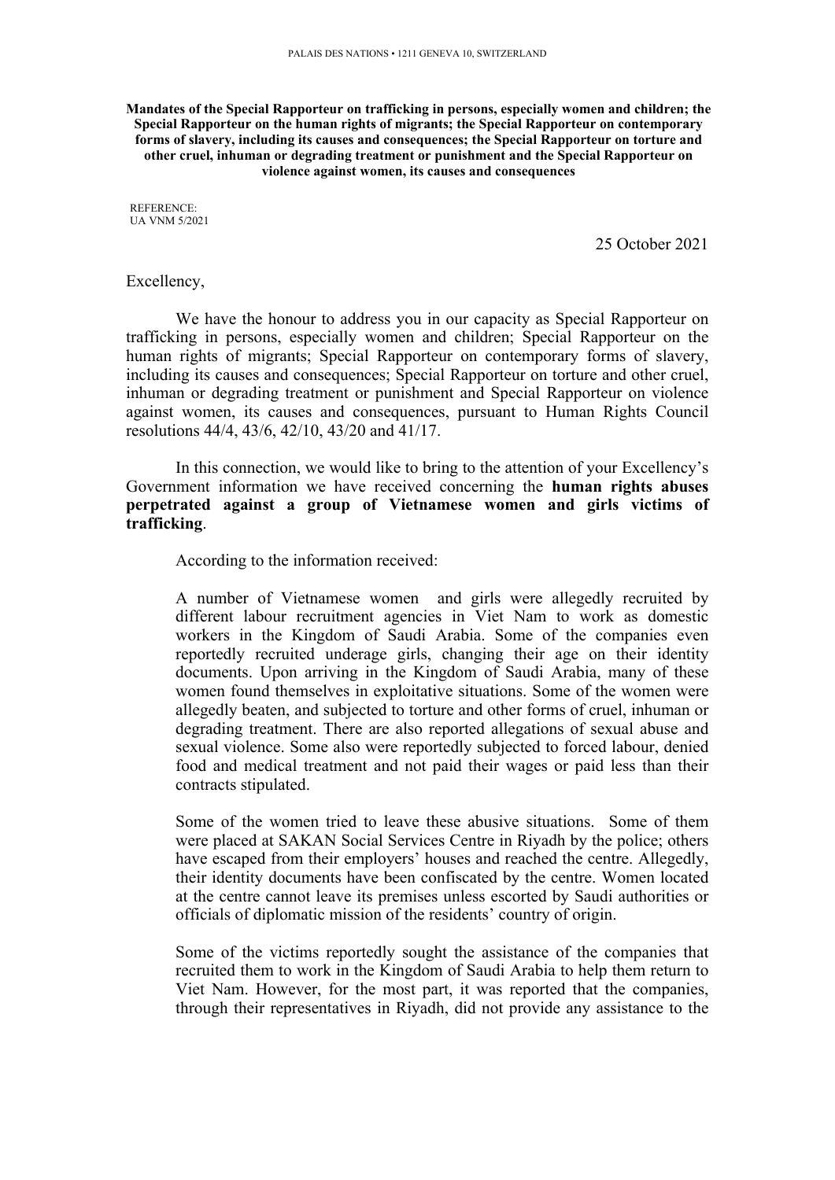PALAIS DES NATIONS • 1211 GENEVA 10, SWITZERLAND

**Mandates of the Special Rapporteur on trafficking in persons, especially women and children; the Special Rapporteur on the human rights of migrants; the Special Rapporteur on contemporary forms of slavery, including its causes and consequences; the Special Rapporteur on torture and other cruel, inhuman or degrading treatment or punishment and the Special Rapporteur on violence against women, its causes and consequences**

REFERENCE:
UA VNM 5/2021

25 October 2021

Excellency,

We have the honour to address you in our capacity as Special Rapporteur on trafficking in persons, especially women and children; Special Rapporteur on the human rights of migrants; Special Rapporteur on contemporary forms of slavery, including its causes and consequences; Special Rapporteur on torture and other cruel, inhuman or degrading treatment or punishment and Special Rapporteur on violence against women, its causes and consequences, pursuant to Human Rights Council resolutions 44/4, 43/6, 42/10, 43/20 and 41/17.

In this connection, we would like to bring to the attention of your Excellency's Government information we have received concerning the **human rights abuses perpetrated against a group of Vietnamese women and girls victims of trafficking**.

According to the information received:

> A number of Vietnamese women and girls were allegedly recruited by different labour recruitment agencies in Viet Nam to work as domestic workers in the Kingdom of Saudi Arabia. Some of the companies even reportedly recruited underage girls, changing their age on their identity documents. Upon arriving in the Kingdom of Saudi Arabia, many of these women found themselves in exploitative situations. Some of the women were allegedly beaten, and subjected to torture and other forms of cruel, inhuman or degrading treatment. There are also reported allegations of sexual abuse and sexual violence. Some also were reportedly subjected to forced labour, denied food and medical treatment and not paid their wages or paid less than their contracts stipulated.
>
> Some of the women tried to leave these abusive situations. Some of them were placed at SAKAN Social Services Centre in Riyadh by the police; others have escaped from their employers' houses and reached the centre. Allegedly, their identity documents have been confiscated by the centre. Women located at the centre cannot leave its premises unless escorted by Saudi authorities or officials of diplomatic mission of the residents' country of origin.
>
> Some of the victims reportedly sought the assistance of the companies that recruited them to work in the Kingdom of Saudi Arabia to help them return to Viet Nam. However, for the most part, it was reported that the companies, through their representatives in Riyadh, did not provide any assistance to the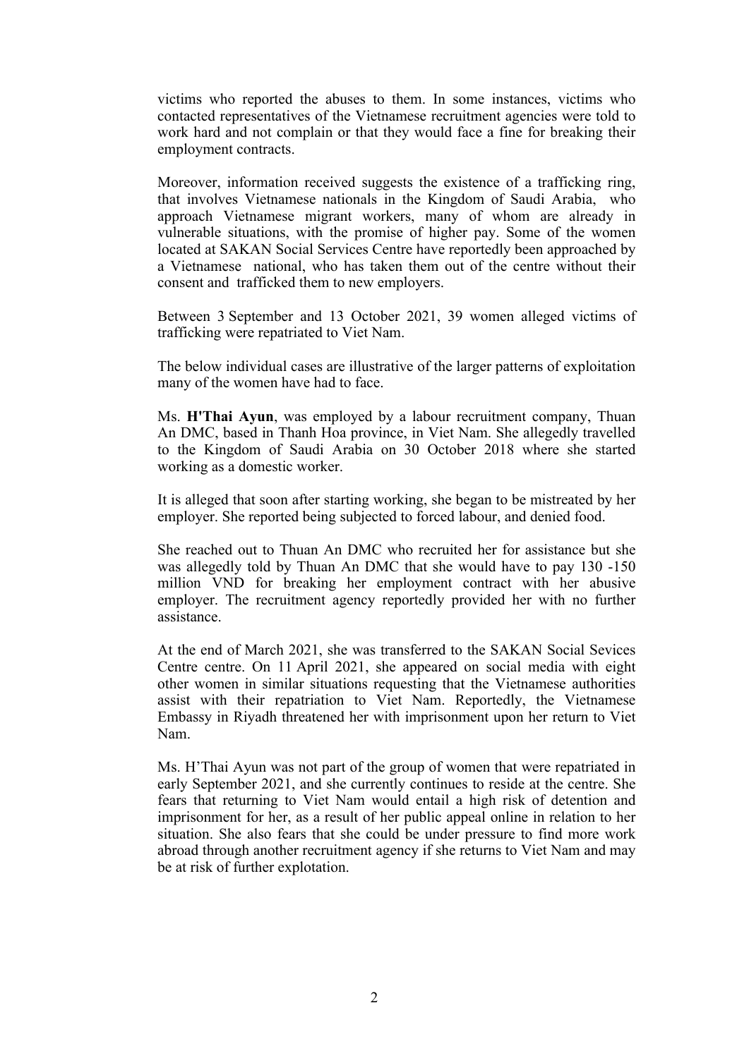victims who reported the abuses to them. In some instances, victims who contacted representatives of the Vietnamese recruitment agencies were told to work hard and not complain or that they would face a fine for breaking their employment contracts.

Moreover, information received suggests the existence of a trafficking ring, that involves Vietnamese nationals in the Kingdom of Saudi Arabia, who approach Vietnamese migrant workers, many of whom are already in vulnerable situations, with the promise of higher pay. Some of the women located at SAKAN Social Services Centre have reportedly been approached by a Vietnamese national, who has taken them out of the centre without their consent and trafficked them to new employers.

Between 3 September and 13 October 2021, 39 women alleged victims of trafficking were repatriated to Viet Nam.

The below individual cases are illustrative of the larger patterns of exploitation many of the women have had to face.

Ms. **H'Thai Ayun**, was employed by a labour recruitment company, Thuan An DMC, based in Thanh Hoa province, in Viet Nam. She allegedly travelled to the Kingdom of Saudi Arabia on 30 October 2018 where she started working as a domestic worker.

It is alleged that soon after starting working, she began to be mistreated by her employer. She reported being subjected to forced labour, and denied food.

She reached out to Thuan An DMC who recruited her for assistance but she was allegedly told by Thuan An DMC that she would have to pay 130 -150 million VND for breaking her employment contract with her abusive employer. The recruitment agency reportedly provided her with no further assistance.

At the end of March 2021, she was transferred to the SAKAN Social Sevices Centre centre. On 11 April 2021, she appeared on social media with eight other women in similar situations requesting that the Vietnamese authorities assist with their repatriation to Viet Nam. Reportedly, the Vietnamese Embassy in Riyadh threatened her with imprisonment upon her return to Viet Nam.

Ms. H'Thai Ayun was not part of the group of women that were repatriated in early September 2021, and she currently continues to reside at the centre. She fears that returning to Viet Nam would entail a high risk of detention and imprisonment for her, as a result of her public appeal online in relation to her situation. She also fears that she could be under pressure to find more work abroad through another recruitment agency if she returns to Viet Nam and may be at risk of further explotation.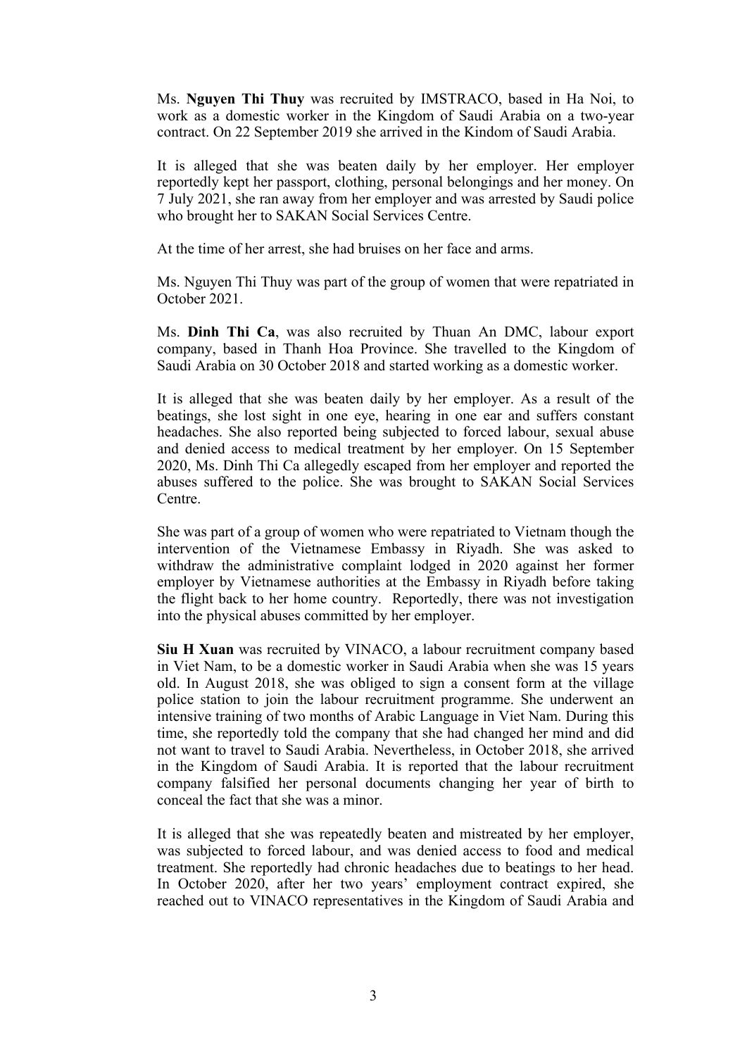Ms. **Nguyen Thi Thuy** was recruited by IMSTRACO, based in Ha Noi, to work as a domestic worker in the Kingdom of Saudi Arabia on a two-year contract. On 22 September 2019 she arrived in the Kindom of Saudi Arabia.

It is alleged that she was beaten daily by her employer. Her employer reportedly kept her passport, clothing, personal belongings and her money. On 7 July 2021, she ran away from her employer and was arrested by Saudi police who brought her to SAKAN Social Services Centre.

At the time of her arrest, she had bruises on her face and arms.

Ms. Nguyen Thi Thuy was part of the group of women that were repatriated in October 2021.

Ms. **Dinh Thi Ca**, was also recruited by Thuan An DMC, labour export company, based in Thanh Hoa Province. She travelled to the Kingdom of Saudi Arabia on 30 October 2018 and started working as a domestic worker.

It is alleged that she was beaten daily by her employer. As a result of the beatings, she lost sight in one eye, hearing in one ear and suffers constant headaches. She also reported being subjected to forced labour, sexual abuse and denied access to medical treatment by her employer. On 15 September 2020, Ms. Dinh Thi Ca allegedly escaped from her employer and reported the abuses suffered to the police. She was brought to SAKAN Social Services Centre.

She was part of a group of women who were repatriated to Vietnam though the intervention of the Vietnamese Embassy in Riyadh. She was asked to withdraw the administrative complaint lodged in 2020 against her former employer by Vietnamese authorities at the Embassy in Riyadh before taking the flight back to her home country. Reportedly, there was not investigation into the physical abuses committed by her employer.

**Siu H Xuan** was recruited by VINACO, a labour recruitment company based in Viet Nam, to be a domestic worker in Saudi Arabia when she was 15 years old. In August 2018, she was obliged to sign a consent form at the village police station to join the labour recruitment programme. She underwent an intensive training of two months of Arabic Language in Viet Nam. During this time, she reportedly told the company that she had changed her mind and did not want to travel to Saudi Arabia. Nevertheless, in October 2018, she arrived in the Kingdom of Saudi Arabia. It is reported that the labour recruitment company falsified her personal documents changing her year of birth to conceal the fact that she was a minor.

It is alleged that she was repeatedly beaten and mistreated by her employer, was subjected to forced labour, and was denied access to food and medical treatment. She reportedly had chronic headaches due to beatings to her head. In October 2020, after her two years' employment contract expired, she reached out to VINACO representatives in the Kingdom of Saudi Arabia and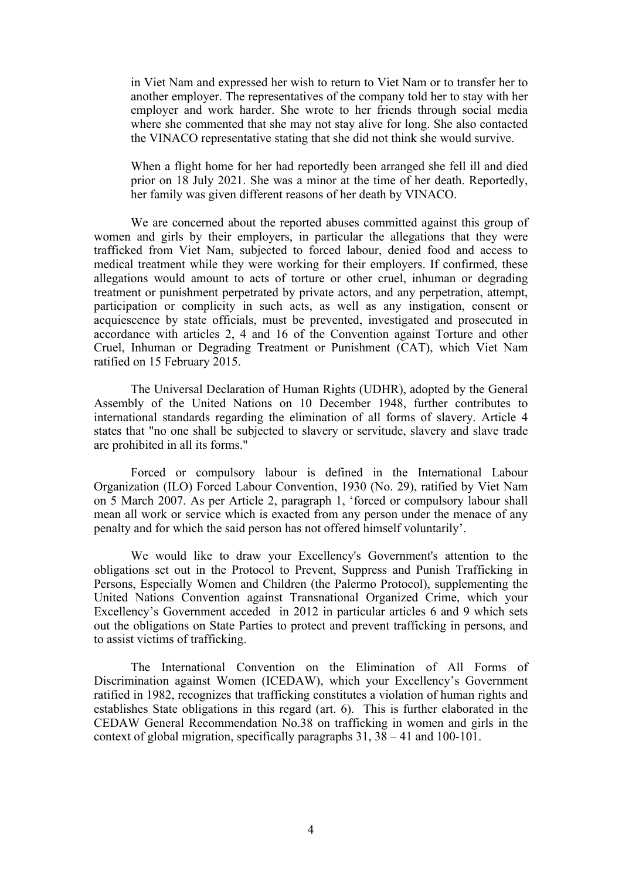in Viet Nam and expressed her wish to return to Viet Nam or to transfer her to another employer. The representatives of the company told her to stay with her employer and work harder. She wrote to her friends through social media where she commented that she may not stay alive for long. She also contacted the VINACO representative stating that she did not think she would survive.

When a flight home for her had reportedly been arranged she fell ill and died prior on 18 July 2021. She was a minor at the time of her death. Reportedly, her family was given different reasons of her death by VINACO.

We are concerned about the reported abuses committed against this group of women and girls by their employers, in particular the allegations that they were trafficked from Viet Nam, subjected to forced labour, denied food and access to medical treatment while they were working for their employers. If confirmed, these allegations would amount to acts of torture or other cruel, inhuman or degrading treatment or punishment perpetrated by private actors, and any perpetration, attempt, participation or complicity in such acts, as well as any instigation, consent or acquiescence by state officials, must be prevented, investigated and prosecuted in accordance with articles 2, 4 and 16 of the Convention against Torture and other Cruel, Inhuman or Degrading Treatment or Punishment (CAT), which Viet Nam ratified on 15 February 2015.

The Universal Declaration of Human Rights (UDHR), adopted by the General Assembly of the United Nations on 10 December 1948, further contributes to international standards regarding the elimination of all forms of slavery. Article 4 states that "no one shall be subjected to slavery or servitude, slavery and slave trade are prohibited in all its forms."

Forced or compulsory labour is defined in the International Labour Organization (ILO) Forced Labour Convention, 1930 (No. 29), ratified by Viet Nam on 5 March 2007. As per Article 2, paragraph 1, 'forced or compulsory labour shall mean all work or service which is exacted from any person under the menace of any penalty and for which the said person has not offered himself voluntarily'.

We would like to draw your Excellency's Government's attention to the obligations set out in the Protocol to Prevent, Suppress and Punish Trafficking in Persons, Especially Women and Children (the Palermo Protocol), supplementing the United Nations Convention against Transnational Organized Crime, which your Excellency's Government acceded in 2012 in particular articles 6 and 9 which sets out the obligations on State Parties to protect and prevent trafficking in persons, and to assist victims of trafficking.

The International Convention on the Elimination of All Forms of Discrimination against Women (ICEDAW), which your Excellency's Government ratified in 1982, recognizes that trafficking constitutes a violation of human rights and establishes State obligations in this regard (art. 6). This is further elaborated in the CEDAW General Recommendation No.38 on trafficking in women and girls in the context of global migration, specifically paragraphs 31, 38 – 41 and 100-101.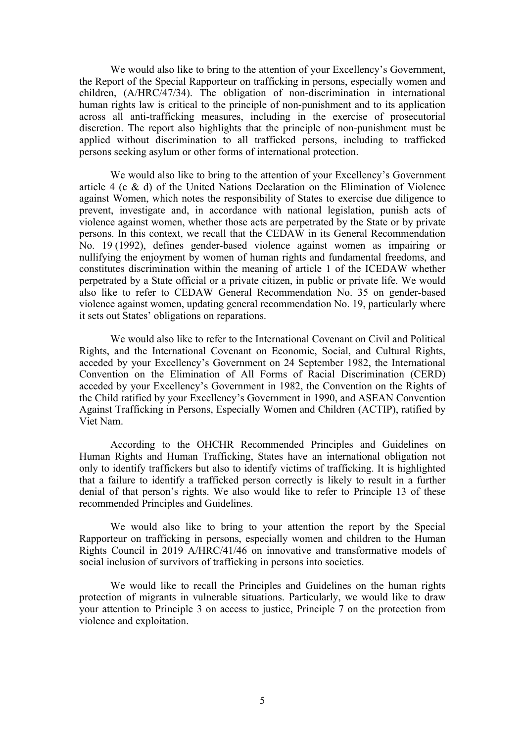We would also like to bring to the attention of your Excellency's Government, the Report of the Special Rapporteur on trafficking in persons, especially women and children, (A/HRC/47/34). The obligation of non-discrimination in international human rights law is critical to the principle of non-punishment and to its application across all anti-trafficking measures, including in the exercise of prosecutorial discretion. The report also highlights that the principle of non-punishment must be applied without discrimination to all trafficked persons, including to trafficked persons seeking asylum or other forms of international protection.

We would also like to bring to the attention of your Excellency's Government article 4 (c & d) of the United Nations Declaration on the Elimination of Violence against Women, which notes the responsibility of States to exercise due diligence to prevent, investigate and, in accordance with national legislation, punish acts of violence against women, whether those acts are perpetrated by the State or by private persons. In this context, we recall that the CEDAW in its General Recommendation No. 19 (1992), defines gender-based violence against women as impairing or nullifying the enjoyment by women of human rights and fundamental freedoms, and constitutes discrimination within the meaning of article 1 of the ICEDAW whether perpetrated by a State official or a private citizen, in public or private life. We would also like to refer to CEDAW General Recommendation No. 35 on gender-based violence against women, updating general recommendation No. 19, particularly where it sets out States' obligations on reparations.

We would also like to refer to the International Covenant on Civil and Political Rights, and the International Covenant on Economic, Social, and Cultural Rights, acceded by your Excellency's Government on 24 September 1982, the International Convention on the Elimination of All Forms of Racial Discrimination (CERD) acceded by your Excellency's Government in 1982, the Convention on the Rights of the Child ratified by your Excellency's Government in 1990, and ASEAN Convention Against Trafficking in Persons, Especially Women and Children (ACTIP), ratified by Viet Nam.

According to the OHCHR Recommended Principles and Guidelines on Human Rights and Human Trafficking, States have an international obligation not only to identify traffickers but also to identify victims of trafficking. It is highlighted that a failure to identify a trafficked person correctly is likely to result in a further denial of that person's rights. We also would like to refer to Principle 13 of these recommended Principles and Guidelines.

We would also like to bring to your attention the report by the Special Rapporteur on trafficking in persons, especially women and children to the Human Rights Council in 2019 A/HRC/41/46 on innovative and transformative models of social inclusion of survivors of trafficking in persons into societies.

We would like to recall the Principles and Guidelines on the human rights protection of migrants in vulnerable situations. Particularly, we would like to draw your attention to Principle 3 on access to justice, Principle 7 on the protection from violence and exploitation.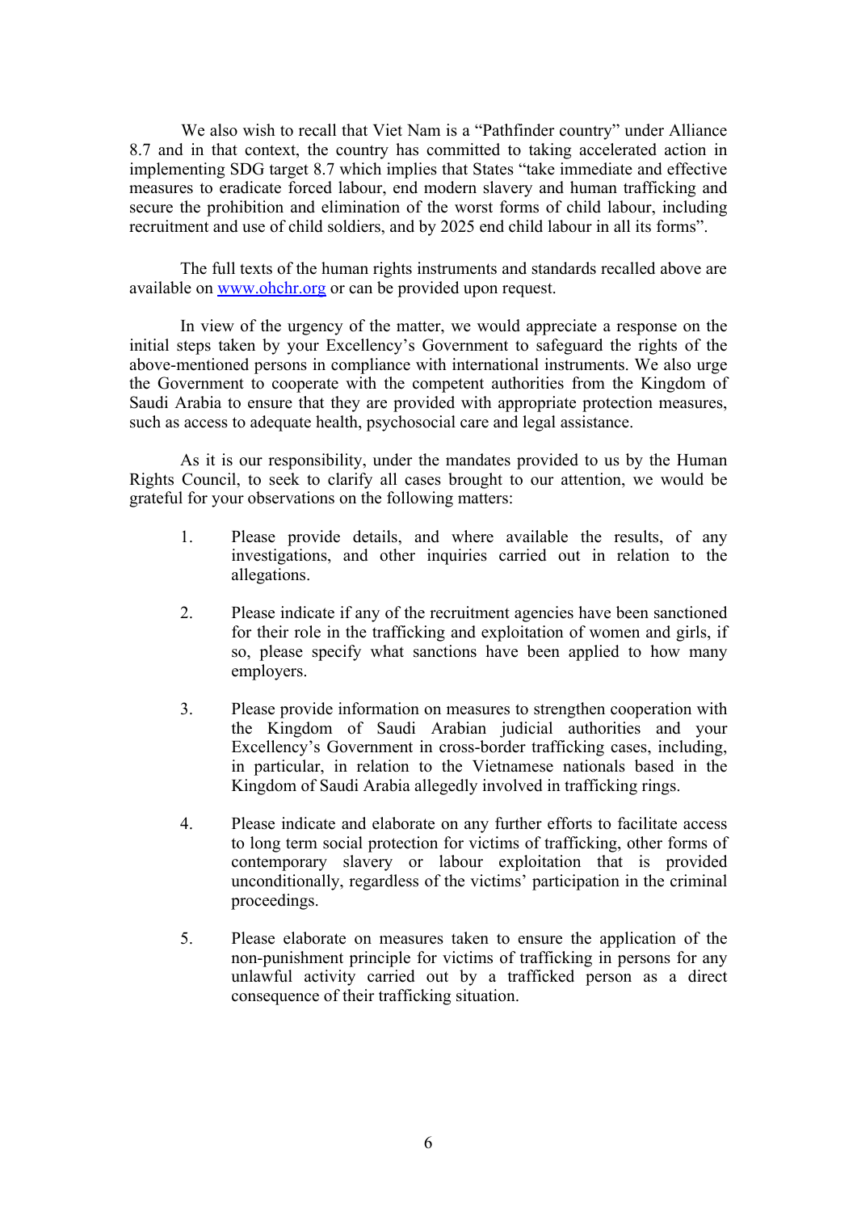We also wish to recall that Viet Nam is a “Pathfinder country” under Alliance 8.7 and in that context, the country has committed to taking accelerated action in implementing SDG target 8.7 which implies that States “take immediate and effective measures to eradicate forced labour, end modern slavery and human trafficking and secure the prohibition and elimination of the worst forms of child labour, including recruitment and use of child soldiers, and by 2025 end child labour in all its forms”.

The full texts of the human rights instruments and standards recalled above are available on [www.ohchr.org](www.ohchr.org) or can be provided upon request.

In view of the urgency of the matter, we would appreciate a response on the initial steps taken by your Excellency’s Government to safeguard the rights of the above-mentioned persons in compliance with international instruments. We also urge the Government to cooperate with the competent authorities from the Kingdom of Saudi Arabia to ensure that they are provided with appropriate protection measures, such as access to adequate health, psychosocial care and legal assistance.

As it is our responsibility, under the mandates provided to us by the Human Rights Council, to seek to clarify all cases brought to our attention, we would be grateful for your observations on the following matters:

1. Please provide details, and where available the results, of any investigations, and other inquiries carried out in relation to the allegations.

2. Please indicate if any of the recruitment agencies have been sanctioned for their role in the trafficking and exploitation of women and girls, if so, please specify what sanctions have been applied to how many employers.

3. Please provide information on measures to strengthen cooperation with the Kingdom of Saudi Arabian judicial authorities and your Excellency’s Government in cross-border trafficking cases, including, in particular, in relation to the Vietnamese nationals based in the Kingdom of Saudi Arabia allegedly involved in trafficking rings.

4. Please indicate and elaborate on any further efforts to facilitate access to long term social protection for victims of trafficking, other forms of contemporary slavery or labour exploitation that is provided unconditionally, regardless of the victims’ participation in the criminal proceedings.

5. Please elaborate on measures taken to ensure the application of the non-punishment principle for victims of trafficking in persons for any unlawful activity carried out by a trafficked person as a direct consequence of their trafficking situation.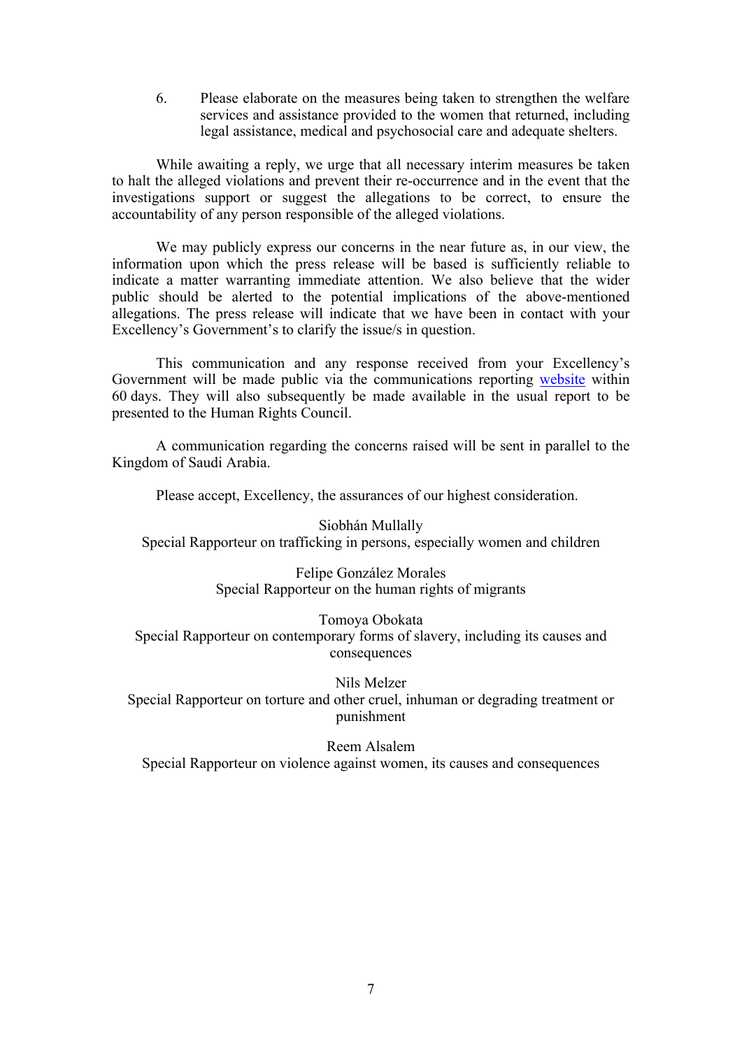6. Please elaborate on the measures being taken to strengthen the welfare services and assistance provided to the women that returned, including legal assistance, medical and psychosocial care and adequate shelters.

While awaiting a reply, we urge that all necessary interim measures be taken to halt the alleged violations and prevent their re-occurrence and in the event that the investigations support or suggest the allegations to be correct, to ensure the accountability of any person responsible of the alleged violations.

We may publicly express our concerns in the near future as, in our view, the information upon which the press release will be based is sufficiently reliable to indicate a matter warranting immediate attention. We also believe that the wider public should be alerted to the potential implications of the above-mentioned allegations. The press release will indicate that we have been in contact with your Excellency's Government's to clarify the issue/s in question.

This communication and any response received from your Excellency's Government will be made public via the communications reporting website within 60 days. They will also subsequently be made available in the usual report to be presented to the Human Rights Council.

A communication regarding the concerns raised will be sent in parallel to the Kingdom of Saudi Arabia.

Please accept, Excellency, the assurances of our highest consideration.

Siobhán Mullally
Special Rapporteur on trafficking in persons, especially women and children

Felipe González Morales
Special Rapporteur on the human rights of migrants

Tomoya Obokata
Special Rapporteur on contemporary forms of slavery, including its causes and consequences

Nils Melzer
Special Rapporteur on torture and other cruel, inhuman or degrading treatment or punishment

Reem Alsalem
Special Rapporteur on violence against women, its causes and consequences